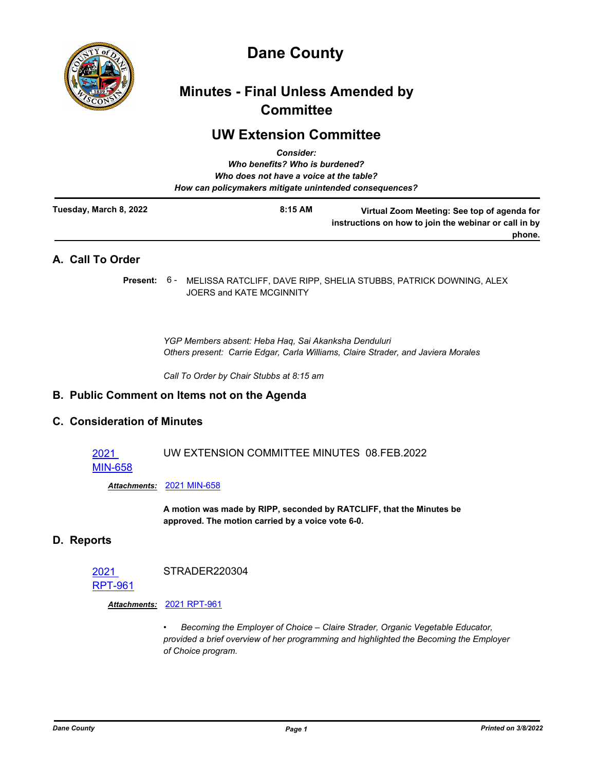# Dane County

## Minutes - Final Unless Amended by Committee

## UW Extension Committee

*Consider:*
*Who benefits? Who is burdened?*
*Who does not have a voice at the table?*
*How can policymakers mitigate unintended consequences?*

**Tuesday, March 8, 2022** | **8:15 AM** | **Virtual Zoom Meeting: See top of agenda for instructions on how to join the webinar or call in by phone.**

## A. Call To Order

**Present:** 6 - MELISSA RATCLIFF, DAVE RIPP, SHELIA STUBBS, PATRICK DOWNING, ALEX JOERS and KATE MCGINNITY

*YGP Members absent: Heba Haq, Sai Akanksha Denduluri*
*Others present: Carrie Edgar, Carla Williams, Claire Strader, and Javiera Morales*

*Call To Order by Chair Stubbs at 8:15 am*

## B. Public Comment on Items not on the Agenda

## C. Consideration of Minutes

2021 MIN-658 UW EXTENSION COMMITTEE MINUTES 08.FEB.2022

***Attachments:*** 2021 MIN-658

**A motion was made by RIPP, seconded by RATCLIFF, that the Minutes be approved. The motion carried by a voice vote 6-0.**

## D. Reports

2021 RPT-961 STRADER220304

***Attachments:*** 2021 RPT-961

- *Becoming the Employer of Choice – Claire Strader, Organic Vegetable Educator, provided a brief overview of her programming and highlighted the Becoming the Employer of Choice program.*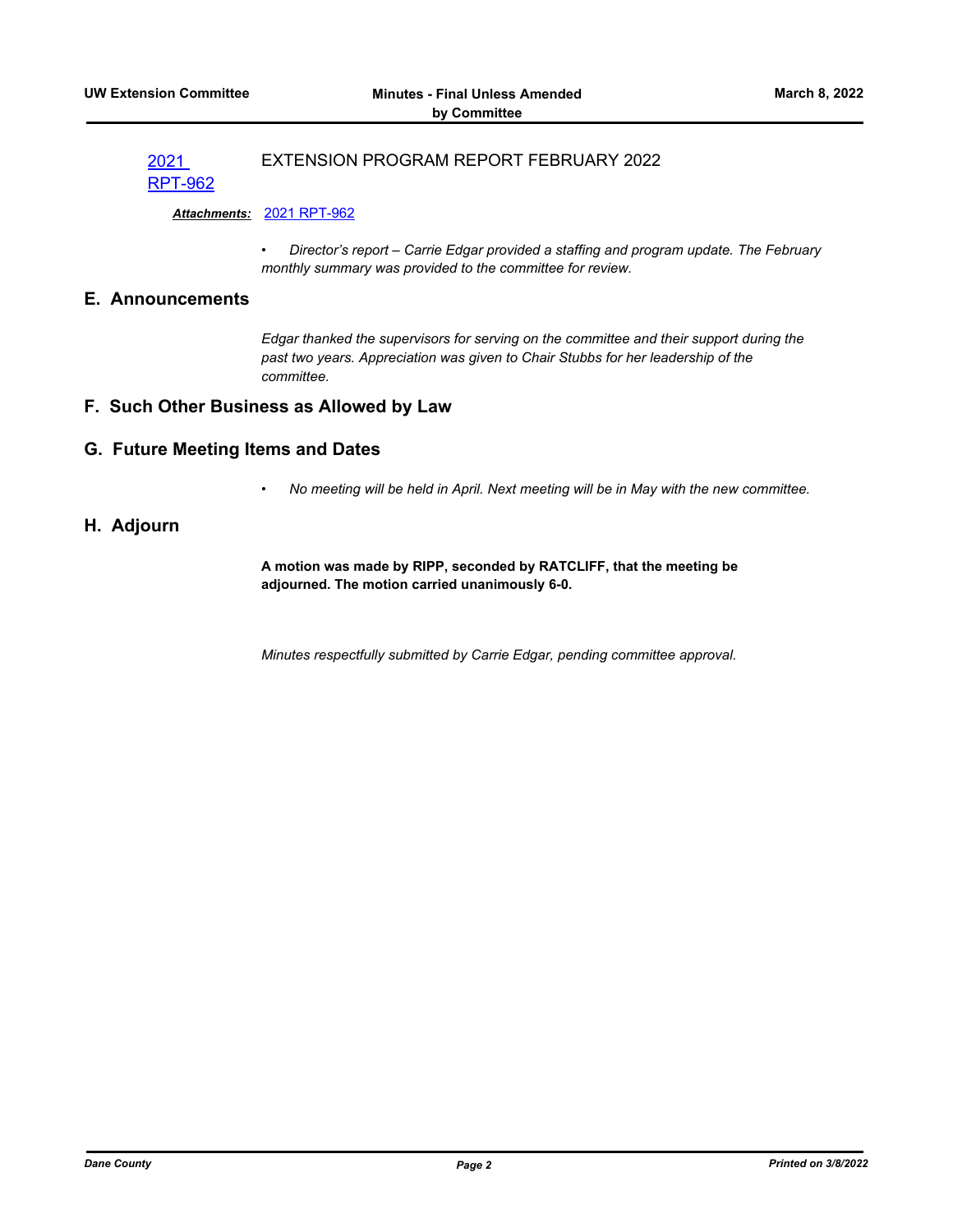2021 RPT-962 EXTENSION PROGRAM REPORT FEBRUARY 2022

***Attachments:*** 2021 RPT-962

- *Director's report – Carrie Edgar provided a staffing and program update. The February monthly summary was provided to the committee for review.*

## E. Announcements

*Edgar thanked the supervisors for serving on the committee and their support during the past two years. Appreciation was given to Chair Stubbs for her leadership of the committee.*

## F. Such Other Business as Allowed by Law

## G. Future Meeting Items and Dates

- *No meeting will be held in April. Next meeting will be in May with the new committee.*

## H. Adjourn

**A motion was made by RIPP, seconded by RATCLIFF, that the meeting be adjourned. The motion carried unanimously 6-0.**

*Minutes respectfully submitted by Carrie Edgar, pending committee approval.*